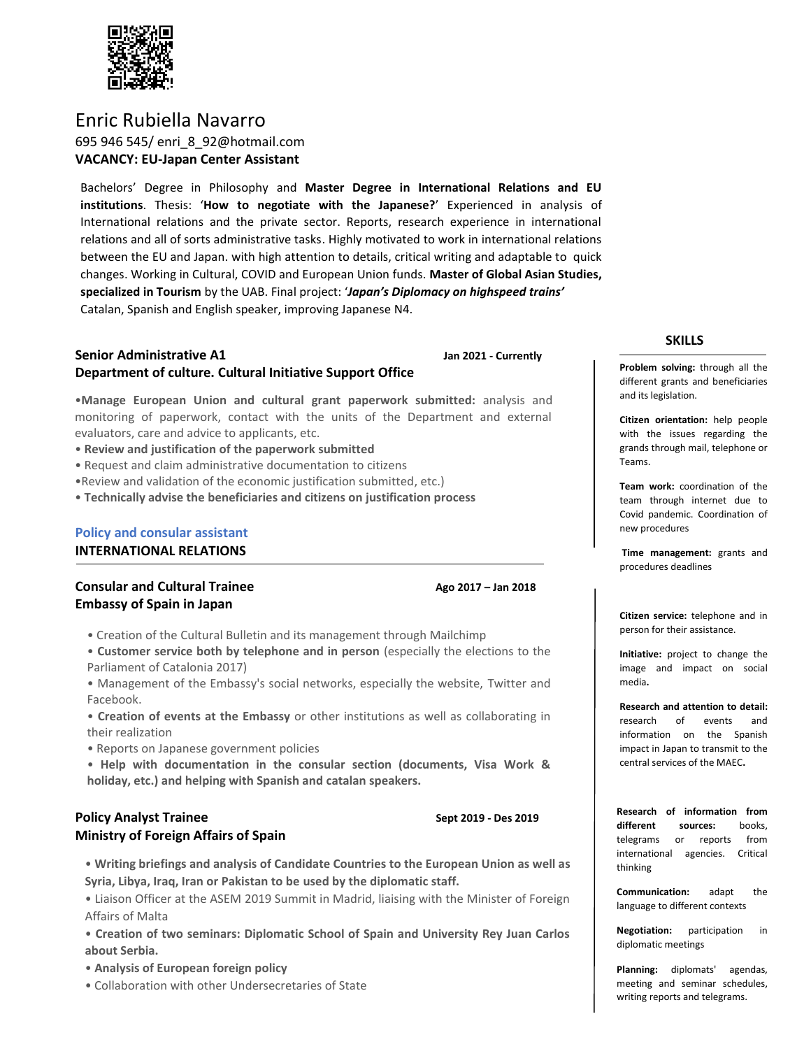# Enric Rubiella Navarro

695 946 545/ enri_8_92@hotmail.com

**VACANCY: EU-Japan Center Assistant**

Bachelors' Degree in Philosophy and **Master Degree in International Relations and EU institutions**. Thesis: '**How to negotiate with the Japanese?**' Experienced in analysis of International relations and the private sector. Reports, research experience in international relations and all of sorts administrative tasks. Highly motivated to work in international relations between the EU and Japan. with high attention to details, critical writing and adaptable to quick changes. Working in Cultural, COVID and European Union funds. **Master of Global Asian Studies, specialized in Tourism** by the UAB. Final project: '***Japan's Diplomacy on highspeed trains'***
Catalan, Spanish and English speaker, improving Japanese N4.

### Senior Administrative A1 — Jan 2021 - Currently
### Department of culture. Cultural Initiative Support Office

- **Manage European Union and cultural grant paperwork submitted:** analysis and monitoring of paperwork, contact with the units of the Department and external evaluators, care and advice to applicants, etc.
- **Review and justification of the paperwork submitted**
- Request and claim administrative documentation to citizens
- Review and validation of the economic justification submitted, etc.)
- **Technically advise the beneficiaries and citizens on justification process**

## Policy and consular assistant
## INTERNATIONAL RELATIONS

### Consular and Cultural Trainee — Ago 2017 – Jan 2018
### Embassy of Spain in Japan

- Creation of the Cultural Bulletin and its management through Mailchimp
- **Customer service both by telephone and in person** (especially the elections to the Parliament of Catalonia 2017)
- Management of the Embassy's social networks, especially the website, Twitter and Facebook.
- **Creation of events at the Embassy** or other institutions as well as collaborating in their realization
- Reports on Japanese government policies
- **Help with documentation in the consular section (documents, Visa Work & holiday, etc.) and helping with Spanish and catalan speakers.**

### Policy Analyst Trainee — Sept 2019 - Des 2019
### Ministry of Foreign Affairs of Spain

- **Writing briefings and analysis of Candidate Countries to the European Union as well as Syria, Libya, Iraq, Iran or Pakistan to be used by the diplomatic staff.**
- Liaison Officer at the ASEM 2019 Summit in Madrid, liaising with the Minister of Foreign Affairs of Malta
- **Creation of two seminars: Diplomatic School of Spain and University Rey Juan Carlos about Serbia.**
- **Analysis of European foreign policy**
- Collaboration with other Undersecretaries of State

## SKILLS

**Problem solving:** through all the different grants and beneficiaries and its legislation.

**Citizen orientation:** help people with the issues regarding the grands through mail, telephone or Teams.

**Team work:** coordination of the team through internet due to Covid pandemic. Coordination of new procedures

**Time management:** grants and procedures deadlines

**Citizen service:** telephone and in person for their assistance.

**Initiative:** project to change the image and impact on social media**.**

**Research and attention to detail:** research of events and information on the Spanish impact in Japan to transmit to the central services of the MAEC**.**

**Research of information from different sources:** books, telegrams or reports from international agencies. Critical thinking

**Communication:** adapt the language to different contexts

**Negotiation:** participation in diplomatic meetings

**Planning:** diplomats' agendas, meeting and seminar schedules, writing reports and telegrams.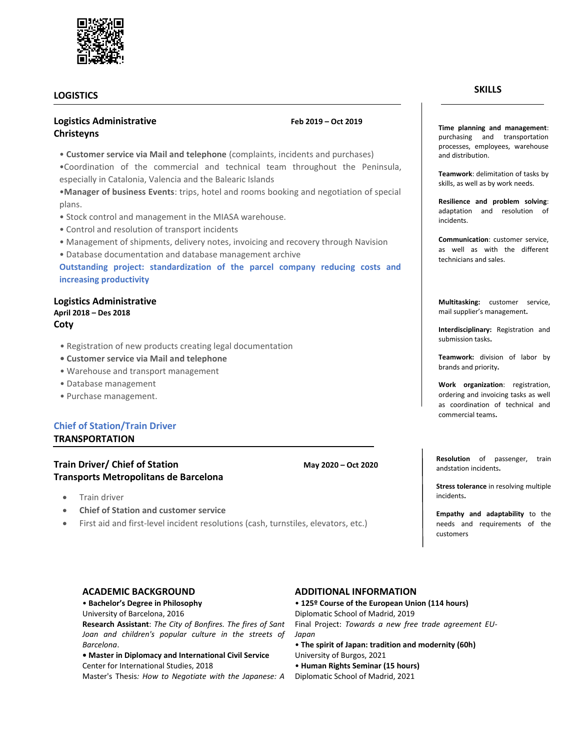## LOGISTICS

### Logistics Administrative
**Christeyns** — **Feb 2019 – Oct 2019**

- **Customer service via Mail and telephone** (complaints, incidents and purchases)
- Coordination of the commercial and technical team throughout the Peninsula, especially in Catalonia, Valencia and the Balearic Islands
- **Manager of business Events**: trips, hotel and rooms booking and negotiation of special plans.
- Stock control and management in the MIASA warehouse.
- Control and resolution of transport incidents
- Management of shipments, delivery notes, invoicing and recovery through Navision
- Database documentation and database management archive

**Outstanding project: standardization of the parcel company reducing costs and increasing productivity**

### Logistics Administrative
**April 2018 – Des 2018**
**Coty**

- Registration of new products creating legal documentation
- **Customer service via Mail and telephone**
- Warehouse and transport management
- Database management
- Purchase management.

## Chief of Station/Train Driver
## TRANSPORTATION

### Train Driver/ Chief of Station
**Transports Metropolitans de Barcelona** — **May 2020 – Oct 2020**

- Train driver
- **Chief of Station and customer service**
- First aid and first-level incident resolutions (cash, turnstiles, elevators, etc.)

## SKILLS

**Time planning and management**: purchasing and transportation processes, employees, warehouse and distribution.

**Teamwork**: delimitation of tasks by skills, as well as by work needs.

**Resilience and problem solving**: adaptation and resolution of incidents.

**Communication**: customer service, as well as with the different technicians and sales.

**Multitasking:** customer service, mail supplier's management.

**Interdisciplinary:** Registration and submission tasks.

**Teamwork:** division of labor by brands and priority.

**Work organization**: registration, ordering and invoicing tasks as well as coordination of technical and commercial teams.

**Resolution** of passenger, train andstation incidents.

**Stress tolerance** in resolving multiple incidents.

**Empathy and adaptability** to the needs and requirements of the customers

## ACADEMIC BACKGROUND

- **Bachelor's Degree in Philosophy**
  University of Barcelona, 2016
  **Research Assistant**: *The City of Bonfires. The fires of Sant Joan and children's popular culture in the streets of Barcelona*.
- **Master in Diplomacy and International Civil Service**
  Center for International Studies, 2018
  Master's Thesis*: How to Negotiate with the Japanese: A*

## ADDITIONAL INFORMATION

- **125º Course of the European Union (114 hours)**
  Diplomatic School of Madrid, 2019
  Final Project: *Towards a new free trade agreement EU-Japan*
- **The spirit of Japan: tradition and modernity (60h)**
  University of Burgos, 2021
- **Human Rights Seminar (15 hours)**
  Diplomatic School of Madrid, 2021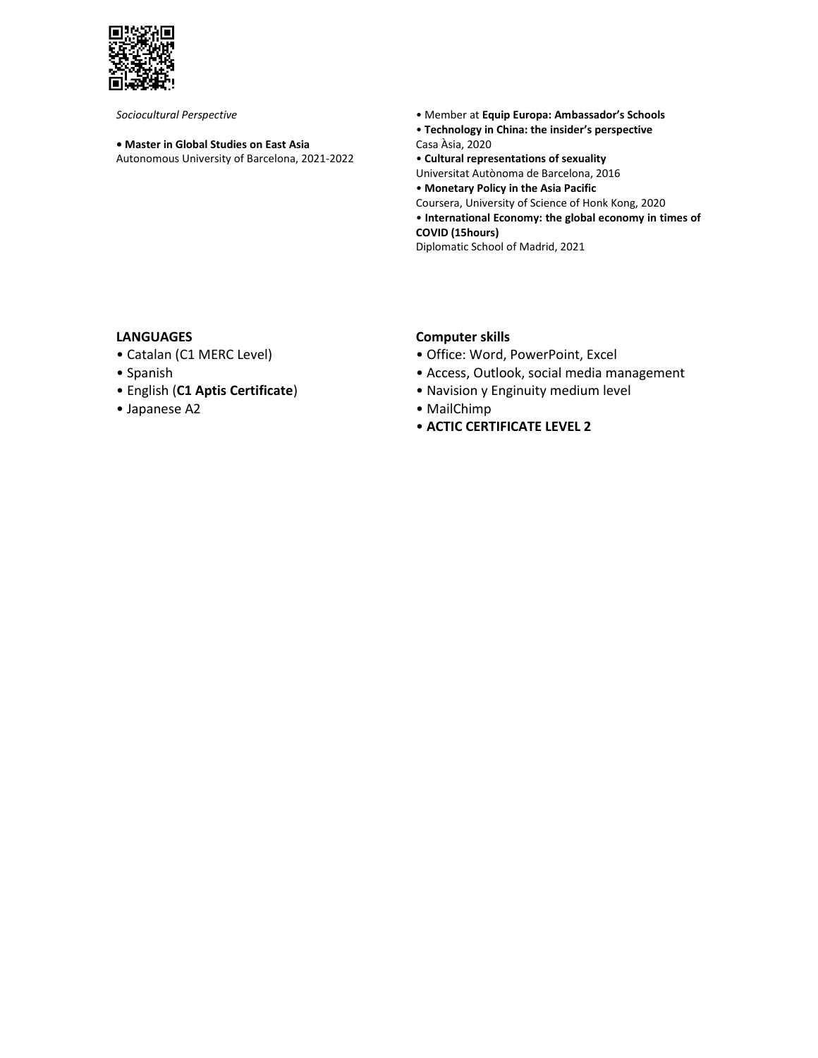*Sociocultural Perspective*

• **Master in Global Studies on East Asia**
Autonomous University of Barcelona, 2021-2022

• Member at **Equip Europa: Ambassador's Schools**
• **Technology in China: the insider's perspective**
Casa Àsia, 2020
• **Cultural representations of sexuality**
Universitat Autònoma de Barcelona, 2016
• **Monetary Policy in the Asia Pacific**
Coursera, University of Science of Honk Kong, 2020
• **International Economy: the global economy in times of COVID (15hours)**
Diplomatic School of Madrid, 2021

### LANGUAGES

• Catalan (C1 MERC Level)
• Spanish
• English (**C1 Aptis Certificate**)
• Japanese A2

### Computer skills

• Office: Word, PowerPoint, Excel
• Access, Outlook, social media management
• Navision y Enginuity medium level
• MailChimp
• **ACTIC CERTIFICATE LEVEL 2**